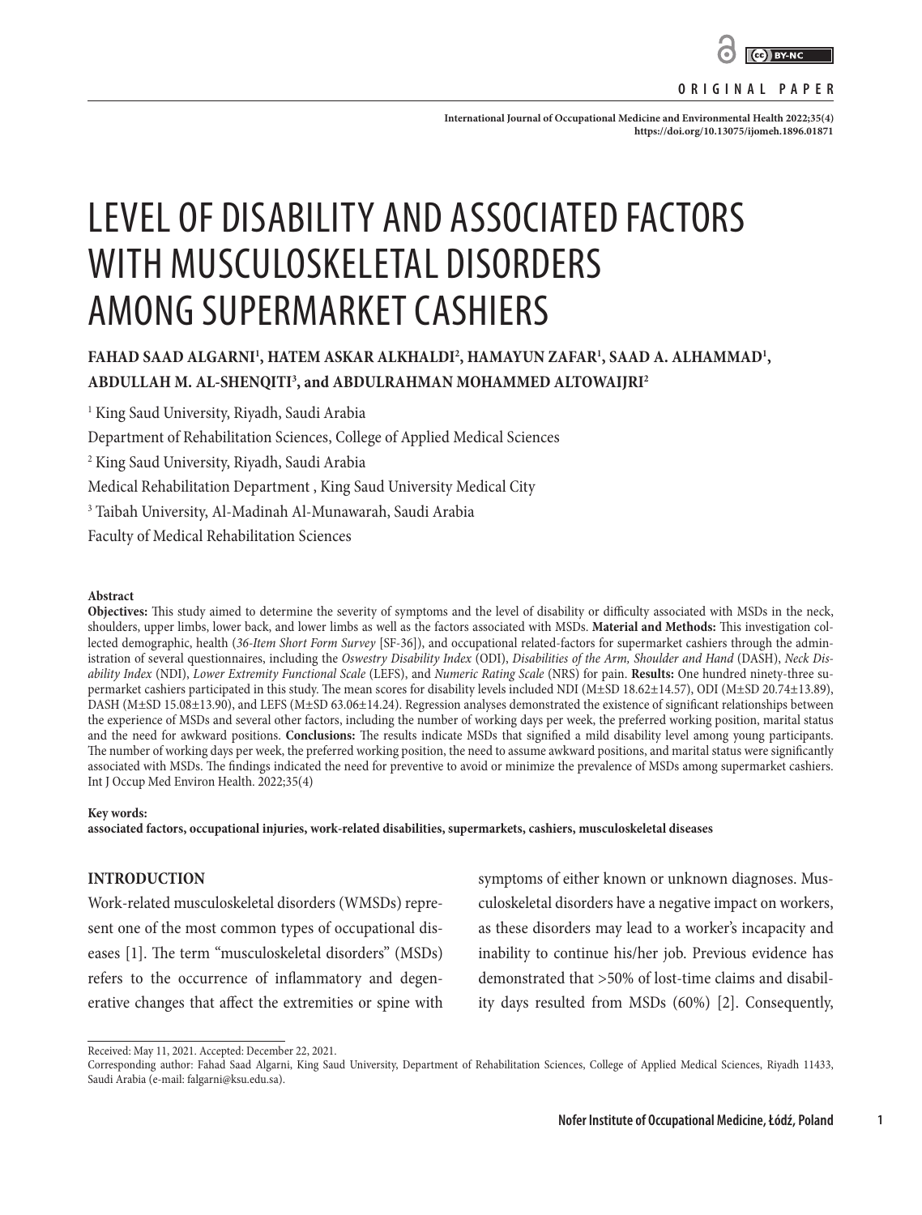ORIGINAL PAPER

# LEVEL OF DISABILITY AND ASSOCIATED FACTORS WITH MUSCULOSKELETAL DISORDERS AMONG SUPERMARKET CASHIERS

**FAHAD SAAD ALGARNI[1], HATEM ASKAR ALKHALDI[2], HAMAYUN ZAFAR[1], SAAD A. ALHAMMAD[1], ABDULLAH M. AL-SHENQITI[3], and ABDULRAHMAN MOHAMMED ALTOWAIJRI[2]**

[1] King Saud University, Riyadh, Saudi Arabia
Department of Rehabilitation Sciences, College of Applied Medical Sciences

[2] King Saud University, Riyadh, Saudi Arabia
Medical Rehabilitation Department , King Saud University Medical City

[3] Taibah University, Al-Madinah Al-Munawarah, Saudi Arabia
Faculty of Medical Rehabilitation Sciences

**Abstract**

**Objectives:** This study aimed to determine the severity of symptoms and the level of disability or difficulty associated with MSDs in the neck, shoulders, upper limbs, lower back, and lower limbs as well as the factors associated with MSDs. **Material and Methods:** This investigation collected demographic, health (*36-Item Short Form Survey* [SF-36]), and occupational related-factors for supermarket cashiers through the administration of several questionnaires, including the *Oswestry Disability Index* (ODI), *Disabilities of the Arm, Shoulder and Hand* (DASH), *Neck Disability Index* (NDI), *Lower Extremity Functional Scale* (LEFS), and *Numeric Rating Scale* (NRS) for pain. **Results:** One hundred ninety-three supermarket cashiers participated in this study. The mean scores for disability levels included NDI (M±SD 18.62±14.57), ODI (M±SD 20.74±13.89), DASH (M±SD 15.08±13.90), and LEFS (M±SD 63.06±14.24). Regression analyses demonstrated the existence of significant relationships between the experience of MSDs and several other factors, including the number of working days per week, the preferred working position, marital status and the need for awkward positions. **Conclusions:** The results indicate MSDs that signified a mild disability level among young participants. The number of working days per week, the preferred working position, the need to assume awkward positions, and marital status were significantly associated with MSDs. The findings indicated the need for preventive to avoid or minimize the prevalence of MSDs among supermarket cashiers. Int J Occup Med Environ Health. 2022;35(4)

**Key words:**
**associated factors, occupational injuries, work-related disabilities, supermarkets, cashiers, musculoskeletal diseases**

## INTRODUCTION

Work-related musculoskeletal disorders (WMSDs) represent one of the most common types of occupational diseases [1]. The term "musculoskeletal disorders" (MSDs) refers to the occurrence of inflammatory and degenerative changes that affect the extremities or spine with symptoms of either known or unknown diagnoses. Musculoskeletal disorders have a negative impact on workers, as these disorders may lead to a worker's incapacity and inability to continue his/her job. Previous evidence has demonstrated that >50% of lost-time claims and disability days resulted from MSDs (60%) [2]. Consequently,

Received: May 11, 2021. Accepted: December 22, 2021.
Corresponding author: Fahad Saad Algarni, King Saud University, Department of Rehabilitation Sciences, College of Applied Medical Sciences, Riyadh 11433, Saudi Arabia (e-mail: falgarni@ksu.edu.sa).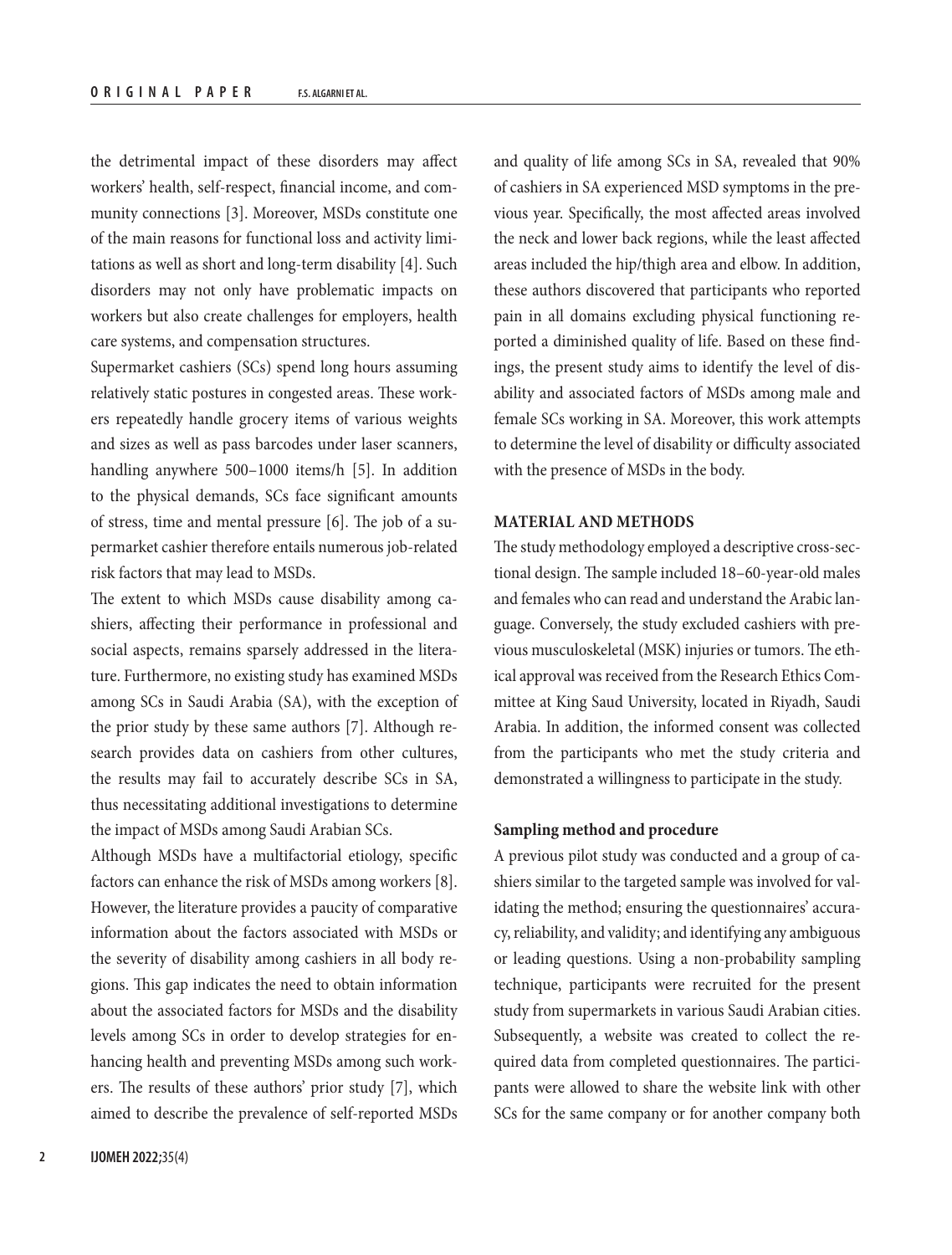the detrimental impact of these disorders may affect workers' health, self-respect, financial income, and community connections [3]. Moreover, MSDs constitute one of the main reasons for functional loss and activity limitations as well as short and long-term disability [4]. Such disorders may not only have problematic impacts on workers but also create challenges for employers, health care systems, and compensation structures.

Supermarket cashiers (SCs) spend long hours assuming relatively static postures in congested areas. These workers repeatedly handle grocery items of various weights and sizes as well as pass barcodes under laser scanners, handling anywhere 500–1000 items/h [5]. In addition to the physical demands, SCs face significant amounts of stress, time and mental pressure [6]. The job of a supermarket cashier therefore entails numerous job-related risk factors that may lead to MSDs.

The extent to which MSDs cause disability among cashiers, affecting their performance in professional and social aspects, remains sparsely addressed in the literature. Furthermore, no existing study has examined MSDs among SCs in Saudi Arabia (SA), with the exception of the prior study by these same authors [7]. Although research provides data on cashiers from other cultures, the results may fail to accurately describe SCs in SA, thus necessitating additional investigations to determine the impact of MSDs among Saudi Arabian SCs.

Although MSDs have a multifactorial etiology, specific factors can enhance the risk of MSDs among workers [8]. However, the literature provides a paucity of comparative information about the factors associated with MSDs or the severity of disability among cashiers in all body regions. This gap indicates the need to obtain information about the associated factors for MSDs and the disability levels among SCs in order to develop strategies for enhancing health and preventing MSDs among such workers. The results of these authors' prior study [7], which aimed to describe the prevalence of self-reported MSDs and quality of life among SCs in SA, revealed that 90% of cashiers in SA experienced MSD symptoms in the previous year. Specifically, the most affected areas involved the neck and lower back regions, while the least affected areas included the hip/thigh area and elbow. In addition, these authors discovered that participants who reported pain in all domains excluding physical functioning reported a diminished quality of life. Based on these findings, the present study aims to identify the level of disability and associated factors of MSDs among male and female SCs working in SA. Moreover, this work attempts to determine the level of disability or difficulty associated with the presence of MSDs in the body.

## MATERIAL AND METHODS

The study methodology employed a descriptive cross-sectional design. The sample included 18–60-year-old males and females who can read and understand the Arabic language. Conversely, the study excluded cashiers with previous musculoskeletal (MSK) injuries or tumors. The ethical approval was received from the Research Ethics Committee at King Saud University, located in Riyadh, Saudi Arabia. In addition, the informed consent was collected from the participants who met the study criteria and demonstrated a willingness to participate in the study.

### Sampling method and procedure

A previous pilot study was conducted and a group of cashiers similar to the targeted sample was involved for validating the method; ensuring the questionnaires' accuracy, reliability, and validity; and identifying any ambiguous or leading questions. Using a non-probability sampling technique, participants were recruited for the present study from supermarkets in various Saudi Arabian cities. Subsequently, a website was created to collect the required data from completed questionnaires. The participants were allowed to share the website link with other SCs for the same company or for another company both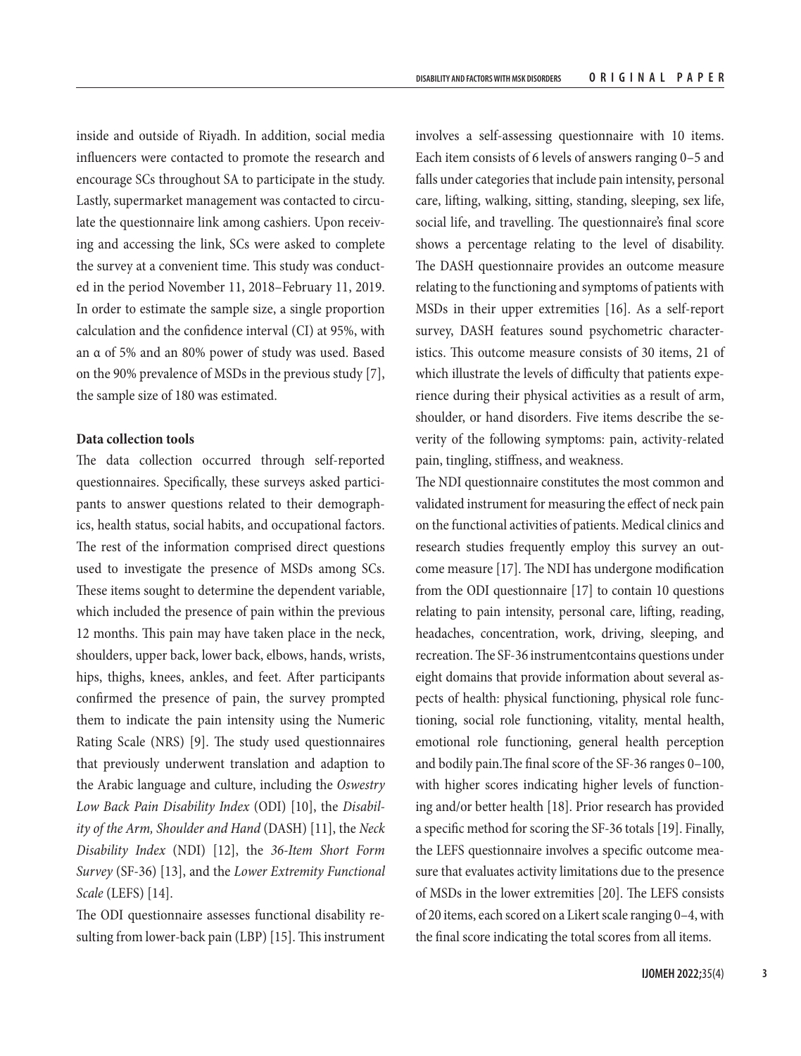inside and outside of Riyadh. In addition, social media influencers were contacted to promote the research and encourage SCs throughout SA to participate in the study. Lastly, supermarket management was contacted to circulate the questionnaire link among cashiers. Upon receiving and accessing the link, SCs were asked to complete the survey at a convenient time. This study was conducted in the period November 11, 2018–February 11, 2019. In order to estimate the sample size, a single proportion calculation and the confidence interval (CI) at 95%, with an α of 5% and an 80% power of study was used. Based on the 90% prevalence of MSDs in the previous study [7], the sample size of 180 was estimated.

**Data collection tools**

The data collection occurred through self-reported questionnaires. Specifically, these surveys asked participants to answer questions related to their demographics, health status, social habits, and occupational factors. The rest of the information comprised direct questions used to investigate the presence of MSDs among SCs. These items sought to determine the dependent variable, which included the presence of pain within the previous 12 months. This pain may have taken place in the neck, shoulders, upper back, lower back, elbows, hands, wrists, hips, thighs, knees, ankles, and feet. After participants confirmed the presence of pain, the survey prompted them to indicate the pain intensity using the Numeric Rating Scale (NRS) [9]. The study used questionnaires that previously underwent translation and adaption to the Arabic language and culture, including the *Oswestry Low Back Pain Disability Index* (ODI) [10], the *Disability of the Arm, Shoulder and Hand* (DASH) [11], the *Neck Disability Index* (NDI) [12], the *36-Item Short Form Survey* (SF-36) [13], and the *Lower Extremity Functional Scale* (LEFS) [14].

The ODI questionnaire assesses functional disability resulting from lower-back pain (LBP) [15]. This instrument involves a self-assessing questionnaire with 10 items. Each item consists of 6 levels of answers ranging 0–5 and falls under categories that include pain intensity, personal care, lifting, walking, sitting, standing, sleeping, sex life, social life, and travelling. The questionnaire's final score shows a percentage relating to the level of disability. The DASH questionnaire provides an outcome measure relating to the functioning and symptoms of patients with MSDs in their upper extremities [16]. As a self-report survey, DASH features sound psychometric characteristics. This outcome measure consists of 30 items, 21 of which illustrate the levels of difficulty that patients experience during their physical activities as a result of arm, shoulder, or hand disorders. Five items describe the severity of the following symptoms: pain, activity-related pain, tingling, stiffness, and weakness.

The NDI questionnaire constitutes the most common and validated instrument for measuring the effect of neck pain on the functional activities of patients. Medical clinics and research studies frequently employ this survey an outcome measure [17]. The NDI has undergone modification from the ODI questionnaire [17] to contain 10 questions relating to pain intensity, personal care, lifting, reading, headaches, concentration, work, driving, sleeping, and recreation. The SF-36 instrumentcontains questions under eight domains that provide information about several aspects of health: physical functioning, physical role functioning, social role functioning, vitality, mental health, emotional role functioning, general health perception and bodily pain.The final score of the SF-36 ranges 0–100, with higher scores indicating higher levels of functioning and/or better health [18]. Prior research has provided a specific method for scoring the SF-36 totals [19]. Finally, the LEFS questionnaire involves a specific outcome measure that evaluates activity limitations due to the presence of MSDs in the lower extremities [20]. The LEFS consists of 20 items, each scored on a Likert scale ranging 0–4, with the final score indicating the total scores from all items.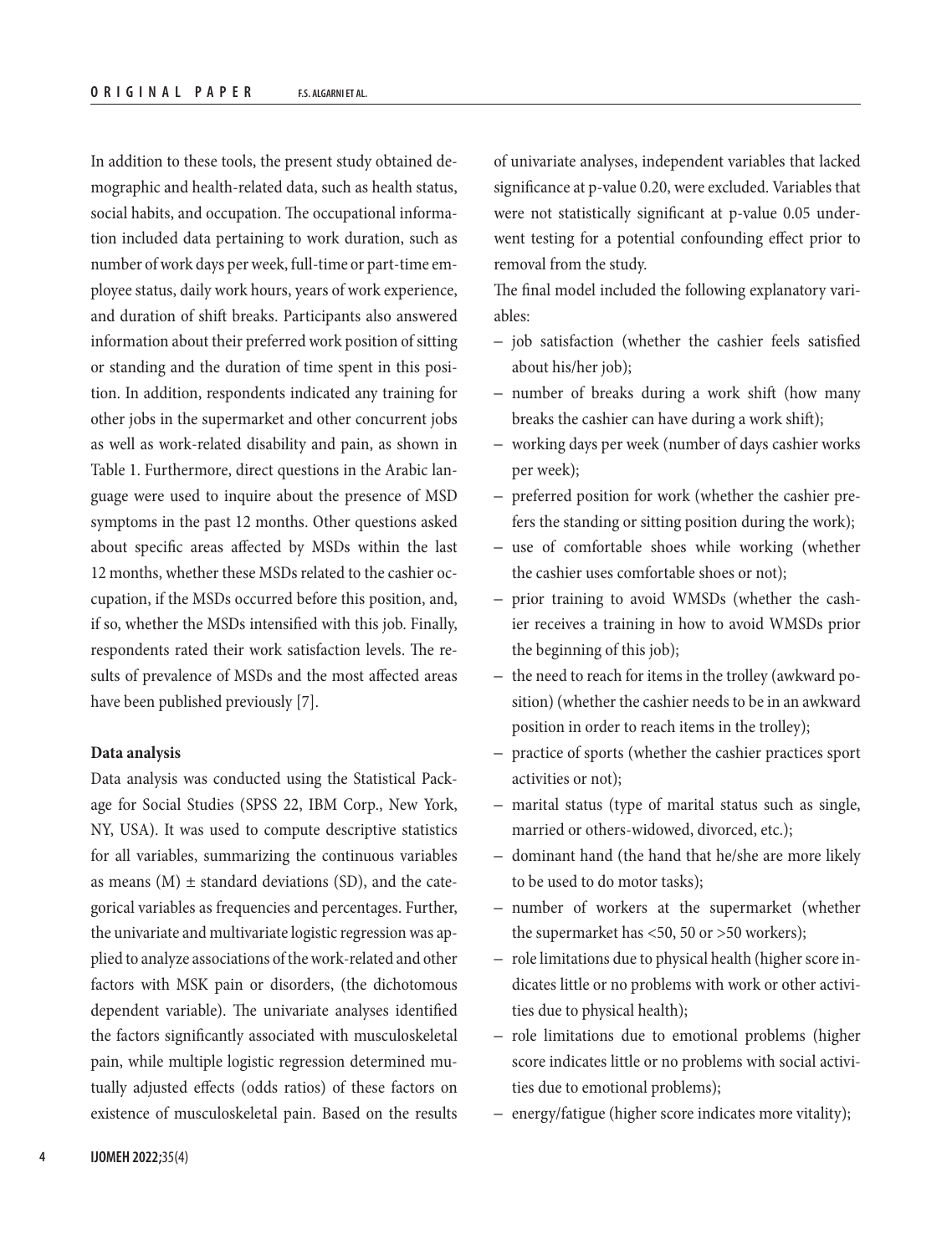In addition to these tools, the present study obtained demographic and health-related data, such as health status, social habits, and occupation. The occupational information included data pertaining to work duration, such as number of work days per week, full-time or part-time employee status, daily work hours, years of work experience, and duration of shift breaks. Participants also answered information about their preferred work position of sitting or standing and the duration of time spent in this position. In addition, respondents indicated any training for other jobs in the supermarket and other concurrent jobs as well as work-related disability and pain, as shown in Table 1. Furthermore, direct questions in the Arabic language were used to inquire about the presence of MSD symptoms in the past 12 months. Other questions asked about specific areas affected by MSDs within the last 12 months, whether these MSDs related to the cashier occupation, if the MSDs occurred before this position, and, if so, whether the MSDs intensified with this job. Finally, respondents rated their work satisfaction levels. The results of prevalence of MSDs and the most affected areas have been published previously [7].

### Data analysis

Data analysis was conducted using the Statistical Package for Social Studies (SPSS 22, IBM Corp., New York, NY, USA). It was used to compute descriptive statistics for all variables, summarizing the continuous variables as means (M) ± standard deviations (SD), and the categorical variables as frequencies and percentages. Further, the univariate and multivariate logistic regression was applied to analyze associations of the work-related and other factors with MSK pain or disorders, (the dichotomous dependent variable). The univariate analyses identified the factors significantly associated with musculoskeletal pain, while multiple logistic regression determined mutually adjusted effects (odds ratios) of these factors on existence of musculoskeletal pain. Based on the results of univariate analyses, independent variables that lacked significance at p-value 0.20, were excluded. Variables that were not statistically significant at p-value 0.05 underwent testing for a potential confounding effect prior to removal from the study.

The final model included the following explanatory variables:

- job satisfaction (whether the cashier feels satisfied about his/her job);
- number of breaks during a work shift (how many breaks the cashier can have during a work shift);
- working days per week (number of days cashier works per week);
- preferred position for work (whether the cashier prefers the standing or sitting position during the work);
- use of comfortable shoes while working (whether the cashier uses comfortable shoes or not);
- prior training to avoid WMSDs (whether the cashier receives a training in how to avoid WMSDs prior the beginning of this job);
- the need to reach for items in the trolley (awkward position) (whether the cashier needs to be in an awkward position in order to reach items in the trolley);
- practice of sports (whether the cashier practices sport activities or not);
- marital status (type of marital status such as single, married or others-widowed, divorced, etc.);
- dominant hand (the hand that he/she are more likely to be used to do motor tasks);
- number of workers at the supermarket (whether the supermarket has <50, 50 or >50 workers);
- role limitations due to physical health (higher score indicates little or no problems with work or other activities due to physical health);
- role limitations due to emotional problems (higher score indicates little or no problems with social activities due to emotional problems);
- energy/fatigue (higher score indicates more vitality);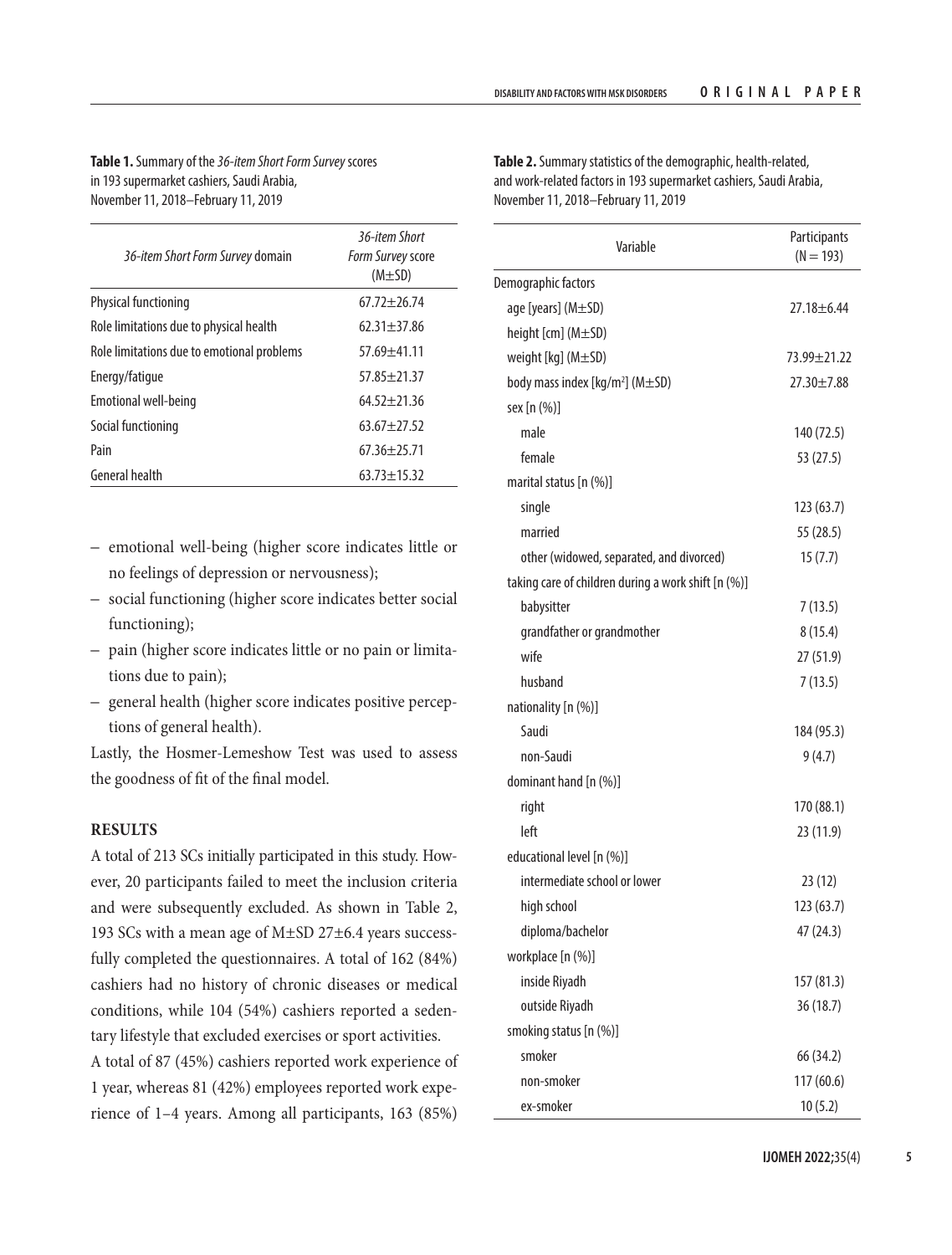**Table 1.** Summary of the *36-item Short Form Survey* scores in 193 supermarket cashiers, Saudi Arabia, November 11, 2018–February 11, 2019

| *36-item Short Form Survey* domain | *36-item Short Form Survey* score (M±SD) |
|---|---|
| Physical functioning | 67.72±26.74 |
| Role limitations due to physical health | 62.31±37.86 |
| Role limitations due to emotional problems | 57.69±41.11 |
| Energy/fatigue | 57.85±21.37 |
| Emotional well-being | 64.52±21.36 |
| Social functioning | 63.67±27.52 |
| Pain | 67.36±25.71 |
| General health | 63.73±15.32 |

- emotional well-being (higher score indicates little or no feelings of depression or nervousness);
- social functioning (higher score indicates better social functioning);
- pain (higher score indicates little or no pain or limitations due to pain);
- general health (higher score indicates positive perceptions of general health).

Lastly, the Hosmer-Lemeshow Test was used to assess the goodness of fit of the final model.

## RESULTS

A total of 213 SCs initially participated in this study. However, 20 participants failed to meet the inclusion criteria and were subsequently excluded. As shown in Table 2, 193 SCs with a mean age of M±SD 27±6.4 years successfully completed the questionnaires. A total of 162 (84%) cashiers had no history of chronic diseases or medical conditions, while 104 (54%) cashiers reported a sedentary lifestyle that excluded exercises or sport activities.

A total of 87 (45%) cashiers reported work experience of 1 year, whereas 81 (42%) employees reported work experience of 1–4 years. Among all participants, 163 (85%)

**Table 2.** Summary statistics of the demographic, health-related, and work-related factors in 193 supermarket cashiers, Saudi Arabia, November 11, 2018–February 11, 2019

| Variable | Participants (N = 193) |
|---|---|
| Demographic factors | |
| age [years] (M±SD) | 27.18±6.44 |
| height [cm] (M±SD) | |
| weight [kg] (M±SD) | 73.99±21.22 |
| body mass index [kg/m$^2$] (M±SD) | 27.30±7.88 |
| sex [n (%)] | |
| male | 140 (72.5) |
| female | 53 (27.5) |
| marital status [n (%)] | |
| single | 123 (63.7) |
| married | 55 (28.5) |
| other (widowed, separated, and divorced) | 15 (7.7) |
| taking care of children during a work shift [n (%)] | |
| babysitter | 7 (13.5) |
| grandfather or grandmother | 8 (15.4) |
| wife | 27 (51.9) |
| husband | 7 (13.5) |
| nationality [n (%)] | |
| Saudi | 184 (95.3) |
| non-Saudi | 9 (4.7) |
| dominant hand [n (%)] | |
| right | 170 (88.1) |
| left | 23 (11.9) |
| educational level [n (%)] | |
| intermediate school or lower | 23 (12) |
| high school | 123 (63.7) |
| diploma/bachelor | 47 (24.3) |
| workplace [n (%)] | |
| inside Riyadh | 157 (81.3) |
| outside Riyadh | 36 (18.7) |
| smoking status [n (%)] | |
| smoker | 66 (34.2) |
| non-smoker | 117 (60.6) |
| ex-smoker | 10 (5.2) |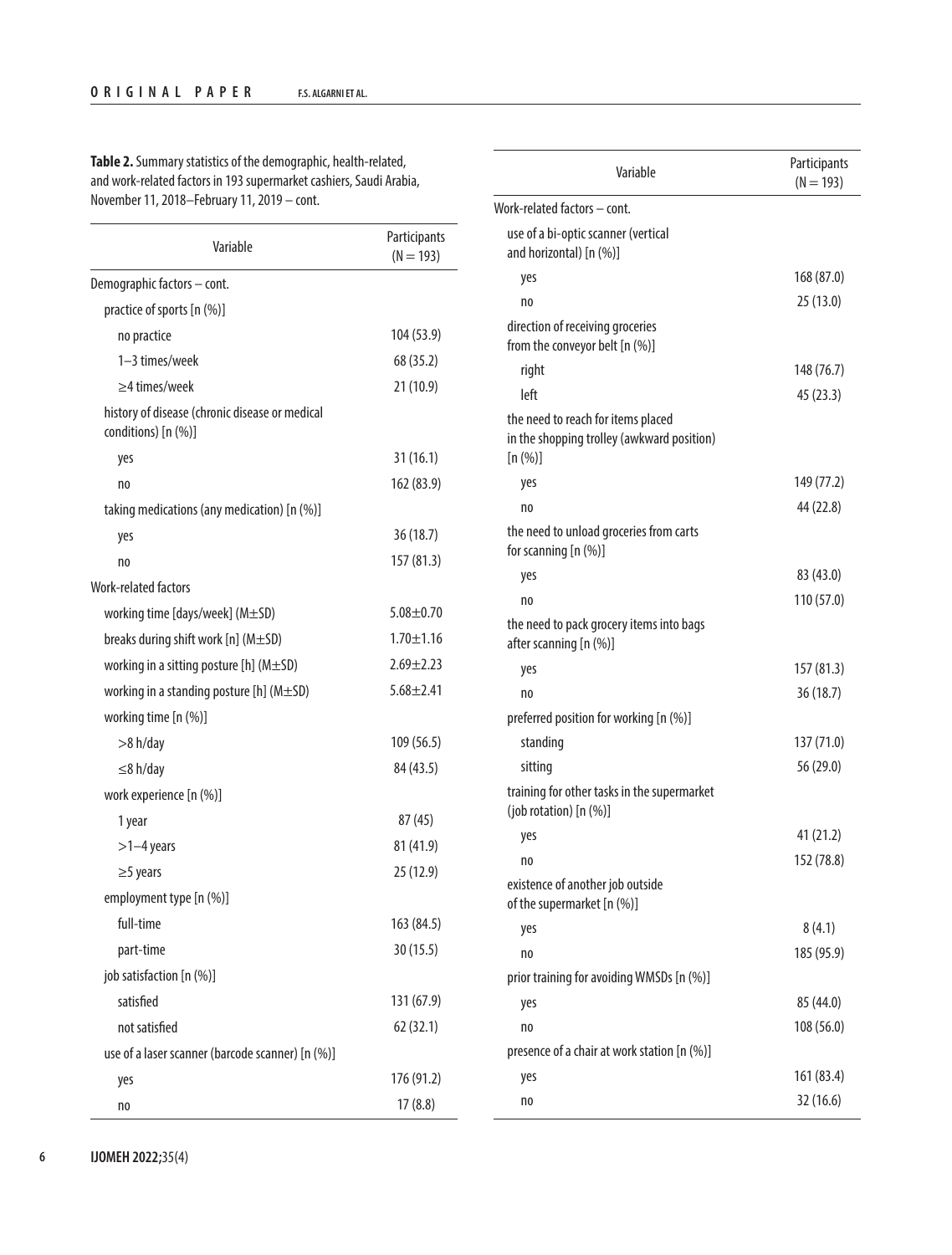**Table 2.** Summary statistics of the demographic, health-related, and work-related factors in 193 supermarket cashiers, Saudi Arabia, November 11, 2018–February 11, 2019 – cont.

| Variable | Participants (N = 193) |
|---|---|
| Demographic factors – cont. | |
| practice of sports [n (%)] | |
| no practice | 104 (53.9) |
| 1–3 times/week | 68 (35.2) |
| ≥4 times/week | 21 (10.9) |
| history of disease (chronic disease or medical conditions) [n (%)] | |
| yes | 31 (16.1) |
| no | 162 (83.9) |
| taking medications (any medication) [n (%)] | |
| yes | 36 (18.7) |
| no | 157 (81.3) |
| Work-related factors | |
| working time [days/week] (M±SD) | 5.08±0.70 |
| breaks during shift work [n] (M±SD) | 1.70±1.16 |
| working in a sitting posture [h] (M±SD) | 2.69±2.23 |
| working in a standing posture [h] (M±SD) | 5.68±2.41 |
| working time [n (%)] | |
| >8 h/day | 109 (56.5) |
| ≤8 h/day | 84 (43.5) |
| work experience [n (%)] | |
| 1 year | 87 (45) |
| >1–4 years | 81 (41.9) |
| ≥5 years | 25 (12.9) |
| employment type [n (%)] | |
| full-time | 163 (84.5) |
| part-time | 30 (15.5) |
| job satisfaction [n (%)] | |
| satisfied | 131 (67.9) |
| not satisfied | 62 (32.1) |
| use of a laser scanner (barcode scanner) [n (%)] | |
| yes | 176 (91.2) |
| no | 17 (8.8) |
| Work-related factors – cont. | |
| use of a bi-optic scanner (vertical and horizontal) [n (%)] | |
| yes | 168 (87.0) |
| no | 25 (13.0) |
| direction of receiving groceries from the conveyor belt [n (%)] | |
| right | 148 (76.7) |
| left | 45 (23.3) |
| the need to reach for items placed in the shopping trolley (awkward position) [n (%)] | |
| yes | 149 (77.2) |
| no | 44 (22.8) |
| the need to unload groceries from carts for scanning [n (%)] | |
| yes | 83 (43.0) |
| no | 110 (57.0) |
| the need to pack grocery items into bags after scanning [n (%)] | |
| yes | 157 (81.3) |
| no | 36 (18.7) |
| preferred position for working [n (%)] | |
| standing | 137 (71.0) |
| sitting | 56 (29.0) |
| training for other tasks in the supermarket (job rotation) [n (%)] | |
| yes | 41 (21.2) |
| no | 152 (78.8) |
| existence of another job outside of the supermarket [n (%)] | |
| yes | 8 (4.1) |
| no | 185 (95.9) |
| prior training for avoiding WMSDs [n (%)] | |
| yes | 85 (44.0) |
| no | 108 (56.0) |
| presence of a chair at work station [n (%)] | |
| yes | 161 (83.4) |
| no | 32 (16.6) |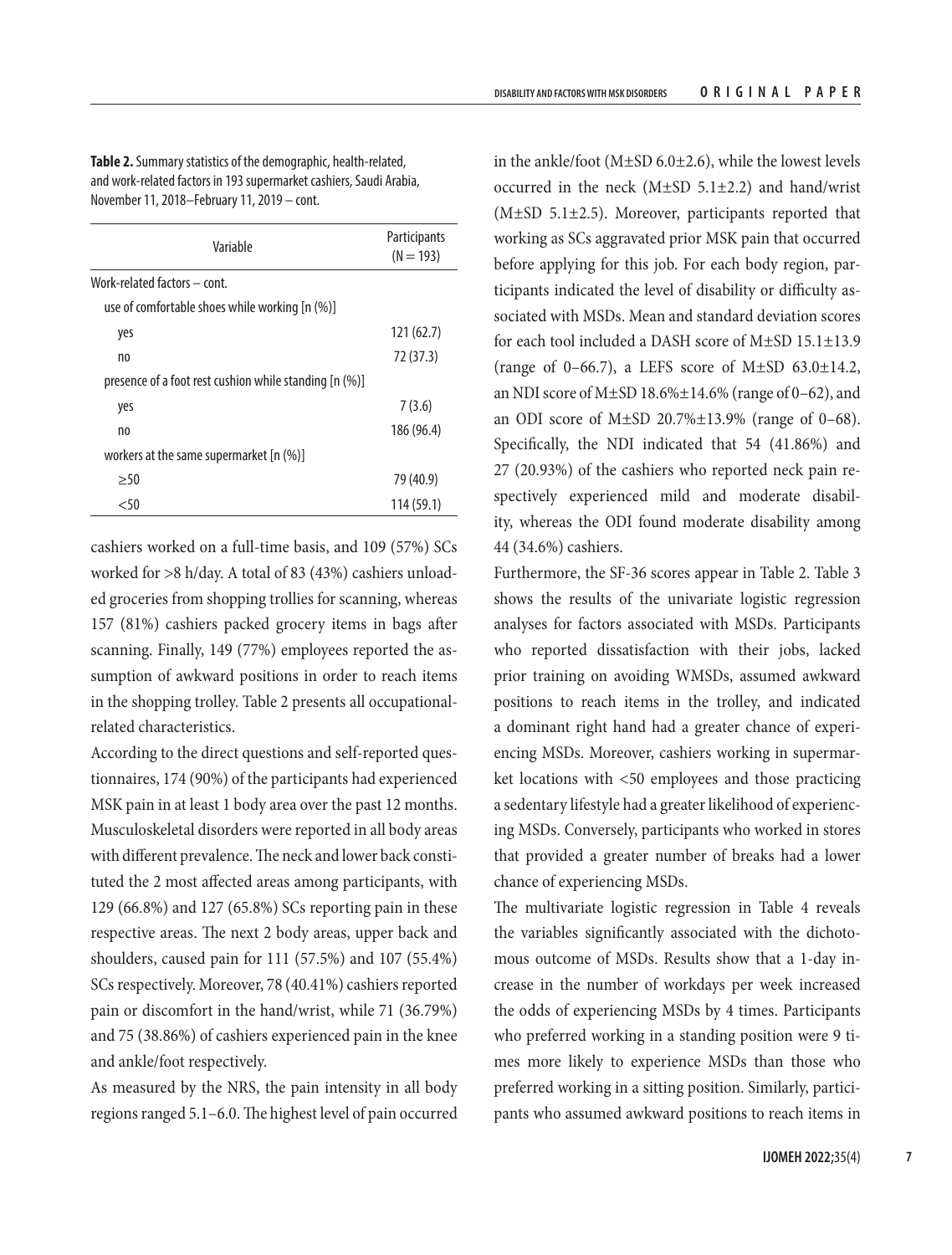**Table 2.** Summary statistics of the demographic, health-related, and work-related factors in 193 supermarket cashiers, Saudi Arabia, November 11, 2018–February 11, 2019 – cont.

| Variable | Participants (N = 193) |
|---|---|
| Work-related factors – cont. | |
| use of comfortable shoes while working [n (%)] | |
| yes | 121 (62.7) |
| no | 72 (37.3) |
| presence of a foot rest cushion while standing [n (%)] | |
| yes | 7 (3.6) |
| no | 186 (96.4) |
| workers at the same supermarket [n (%)] | |
| ≥50 | 79 (40.9) |
| <50 | 114 (59.1) |

cashiers worked on a full-time basis, and 109 (57%) SCs worked for >8 h/day. A total of 83 (43%) cashiers unloaded groceries from shopping trollies for scanning, whereas 157 (81%) cashiers packed grocery items in bags after scanning. Finally, 149 (77%) employees reported the assumption of awkward positions in order to reach items in the shopping trolley. Table 2 presents all occupational-related characteristics.

According to the direct questions and self-reported questionnaires, 174 (90%) of the participants had experienced MSK pain in at least 1 body area over the past 12 months. Musculoskeletal disorders were reported in all body areas with different prevalence. The neck and lower back constituted the 2 most affected areas among participants, with 129 (66.8%) and 127 (65.8%) SCs reporting pain in these respective areas. The next 2 body areas, upper back and shoulders, caused pain for 111 (57.5%) and 107 (55.4%) SCs respectively. Moreover, 78 (40.41%) cashiers reported pain or discomfort in the hand/wrist, while 71 (36.79%) and 75 (38.86%) of cashiers experienced pain in the knee and ankle/foot respectively.

As measured by the NRS, the pain intensity in all body regions ranged 5.1–6.0. The highest level of pain occurred in the ankle/foot (M±SD 6.0±2.6), while the lowest levels occurred in the neck (M±SD 5.1±2.2) and hand/wrist (M±SD 5.1±2.5). Moreover, participants reported that working as SCs aggravated prior MSK pain that occurred before applying for this job. For each body region, participants indicated the level of disability or difficulty associated with MSDs. Mean and standard deviation scores for each tool included a DASH score of M±SD 15.1±13.9 (range of 0–66.7), a LEFS score of M±SD 63.0±14.2, an NDI score of M±SD 18.6%±14.6% (range of 0–62), and an ODI score of M±SD 20.7%±13.9% (range of 0–68). Specifically, the NDI indicated that 54 (41.86%) and 27 (20.93%) of the cashiers who reported neck pain respectively experienced mild and moderate disability, whereas the ODI found moderate disability among 44 (34.6%) cashiers.

Furthermore, the SF-36 scores appear in Table 2. Table 3 shows the results of the univariate logistic regression analyses for factors associated with MSDs. Participants who reported dissatisfaction with their jobs, lacked prior training on avoiding WMSDs, assumed awkward positions to reach items in the trolley, and indicated a dominant right hand had a greater chance of experiencing MSDs. Moreover, cashiers working in supermarket locations with <50 employees and those practicing a sedentary lifestyle had a greater likelihood of experiencing MSDs. Conversely, participants who worked in stores that provided a greater number of breaks had a lower chance of experiencing MSDs.

The multivariate logistic regression in Table 4 reveals the variables significantly associated with the dichotomous outcome of MSDs. Results show that a 1-day increase in the number of workdays per week increased the odds of experiencing MSDs by 4 times. Participants who preferred working in a standing position were 9 times more likely to experience MSDs than those who preferred working in a sitting position. Similarly, participants who assumed awkward positions to reach items in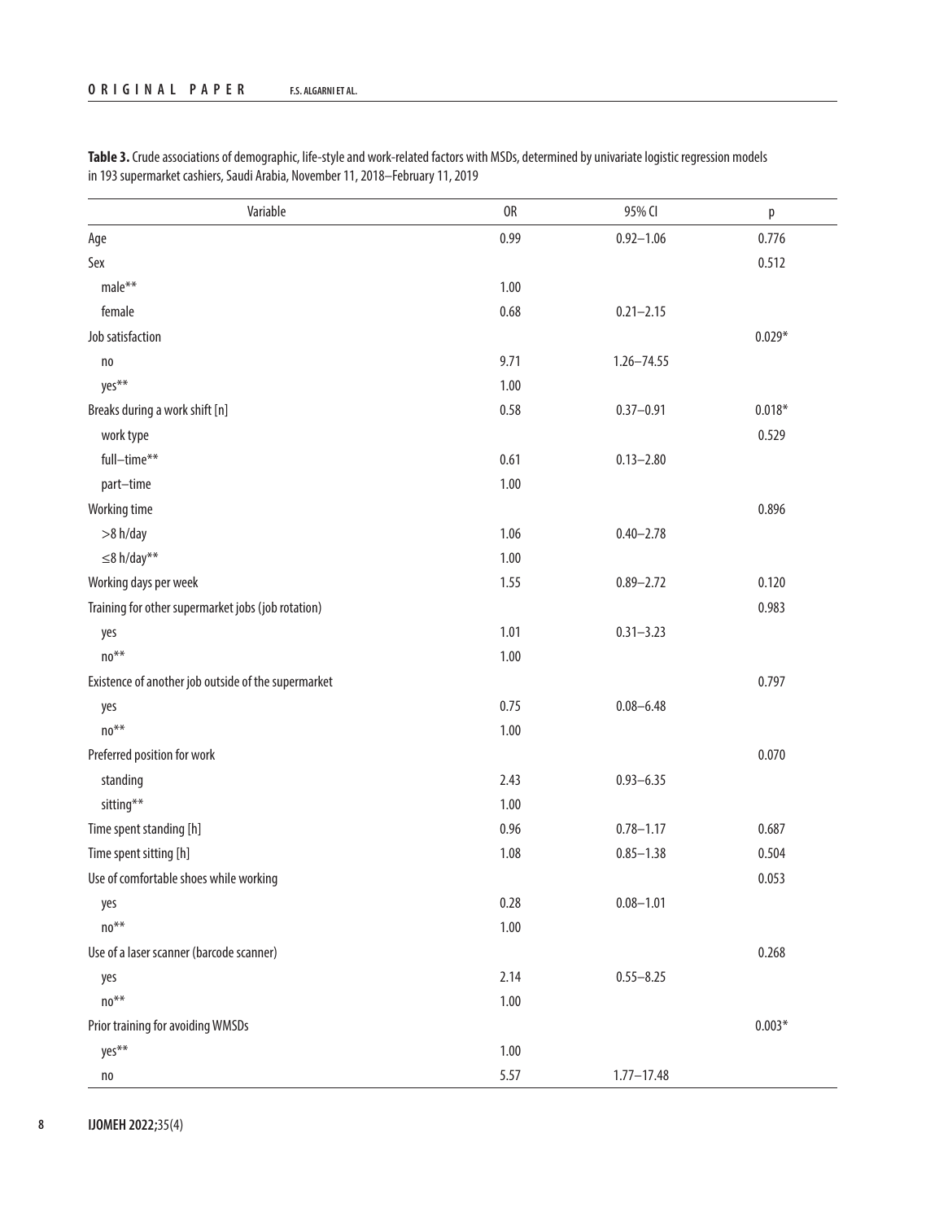**Table 3.** Crude associations of demographic, life-style and work-related factors with MSDs, determined by univariate logistic regression models in 193 supermarket cashiers, Saudi Arabia, November 11, 2018–February 11, 2019

| Variable | OR | 95% CI | p |
|---|---|---|---|
| Age | 0.99 | 0.92–1.06 | 0.776 |
| Sex | | | 0.512 |
| male** | 1.00 | | |
| female | 0.68 | 0.21–2.15 | |
| Job satisfaction | | | 0.029* |
| no | 9.71 | 1.26–74.55 | |
| yes** | 1.00 | | |
| Breaks during a work shift [n] | 0.58 | 0.37–0.91 | 0.018* |
| work type | | | 0.529 |
| full–time** | 0.61 | 0.13–2.80 | |
| part–time | 1.00 | | |
| Working time | | | 0.896 |
| >8 h/day | 1.06 | 0.40–2.78 | |
| ≤8 h/day** | 1.00 | | |
| Working days per week | 1.55 | 0.89–2.72 | 0.120 |
| Training for other supermarket jobs (job rotation) | | | 0.983 |
| yes | 1.01 | 0.31–3.23 | |
| no** | 1.00 | | |
| Existence of another job outside of the supermarket | | | 0.797 |
| yes | 0.75 | 0.08–6.48 | |
| no** | 1.00 | | |
| Preferred position for work | | | 0.070 |
| standing | 2.43 | 0.93–6.35 | |
| sitting** | 1.00 | | |
| Time spent standing [h] | 0.96 | 0.78–1.17 | 0.687 |
| Time spent sitting [h] | 1.08 | 0.85–1.38 | 0.504 |
| Use of comfortable shoes while working | | | 0.053 |
| yes | 0.28 | 0.08–1.01 | |
| no** | 1.00 | | |
| Use of a laser scanner (barcode scanner) | | | 0.268 |
| yes | 2.14 | 0.55–8.25 | |
| no** | 1.00 | | |
| Prior training for avoiding WMSDs | | | 0.003* |
| yes** | 1.00 | | |
| no | 5.57 | 1.77–17.48 | |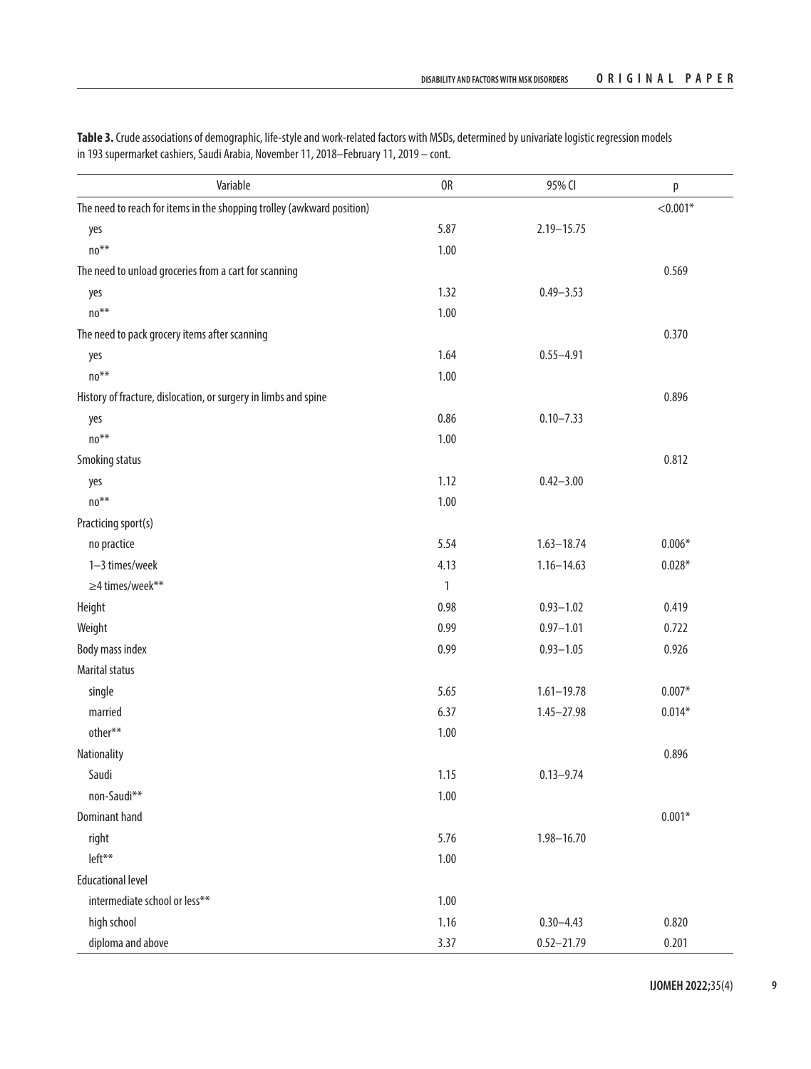**Table 3.** Crude associations of demographic, life-style and work-related factors with MSDs, determined by univariate logistic regression models in 193 supermarket cashiers, Saudi Arabia, November 11, 2018–February 11, 2019 – cont.

| Variable | OR | 95% CI | p |
|---|---|---|---|
| The need to reach for items in the shopping trolley (awkward position) | | | <0.001* |
| yes | 5.87 | 2.19–15.75 | |
| no** | 1.00 | | |
| The need to unload groceries from a cart for scanning | | | 0.569 |
| yes | 1.32 | 0.49–3.53 | |
| no** | 1.00 | | |
| The need to pack grocery items after scanning | | | 0.370 |
| yes | 1.64 | 0.55–4.91 | |
| no** | 1.00 | | |
| History of fracture, dislocation, or surgery in limbs and spine | | | 0.896 |
| yes | 0.86 | 0.10–7.33 | |
| no** | 1.00 | | |
| Smoking status | | | 0.812 |
| yes | 1.12 | 0.42–3.00 | |
| no** | 1.00 | | |
| Practicing sport(s) | | | |
| no practice | 5.54 | 1.63–18.74 | 0.006* |
| 1–3 times/week | 4.13 | 1.16–14.63 | 0.028* |
| ≥4 times/week** | 1 | | |
| Height | 0.98 | 0.93–1.02 | 0.419 |
| Weight | 0.99 | 0.97–1.01 | 0.722 |
| Body mass index | 0.99 | 0.93–1.05 | 0.926 |
| Marital status | | | |
| single | 5.65 | 1.61–19.78 | 0.007* |
| married | 6.37 | 1.45–27.98 | 0.014* |
| other** | 1.00 | | |
| Nationality | | | 0.896 |
| Saudi | 1.15 | 0.13–9.74 | |
| non-Saudi** | 1.00 | | |
| Dominant hand | | | 0.001* |
| right | 5.76 | 1.98–16.70 | |
| left** | 1.00 | | |
| Educational level | | | |
| intermediate school or less** | 1.00 | | |
| high school | 1.16 | 0.30–4.43 | 0.820 |
| diploma and above | 3.37 | 0.52–21.79 | 0.201 |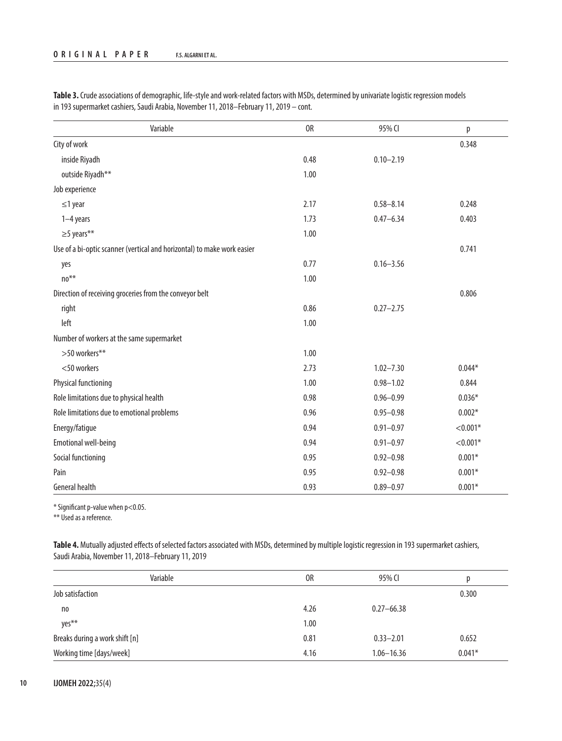**Table 3.** Crude associations of demographic, life-style and work-related factors with MSDs, determined by univariate logistic regression models in 193 supermarket cashiers, Saudi Arabia, November 11, 2018–February 11, 2019 – cont.

| Variable | OR | 95% CI | p |
|---|---|---|---|
| City of work | | | 0.348 |
| inside Riyadh | 0.48 | 0.10–2.19 | |
| outside Riyadh** | 1.00 | | |
| Job experience | | | |
| ≤1 year | 2.17 | 0.58–8.14 | 0.248 |
| 1–4 years | 1.73 | 0.47–6.34 | 0.403 |
| ≥5 years** | 1.00 | | |
| Use of a bi-optic scanner (vertical and horizontal) to make work easier | | | 0.741 |
| yes | 0.77 | 0.16–3.56 | |
| no** | 1.00 | | |
| Direction of receiving groceries from the conveyor belt | | | 0.806 |
| right | 0.86 | 0.27–2.75 | |
| left | 1.00 | | |
| Number of workers at the same supermarket | | | |
| >50 workers** | 1.00 | | |
| <50 workers | 2.73 | 1.02–7.30 | 0.044* |
| Physical functioning | 1.00 | 0.98–1.02 | 0.844 |
| Role limitations due to physical health | 0.98 | 0.96–0.99 | 0.036* |
| Role limitations due to emotional problems | 0.96 | 0.95–0.98 | 0.002* |
| Energy/fatigue | 0.94 | 0.91–0.97 | <0.001* |
| Emotional well-being | 0.94 | 0.91–0.97 | <0.001* |
| Social functioning | 0.95 | 0.92–0.98 | 0.001* |
| Pain | 0.95 | 0.92–0.98 | 0.001* |
| General health | 0.93 | 0.89–0.97 | 0.001* |

\* Significant p-value when p<0.05.
** Used as a reference.

**Table 4.** Mutually adjusted effects of selected factors associated with MSDs, determined by multiple logistic regression in 193 supermarket cashiers, Saudi Arabia, November 11, 2018–February 11, 2019

| Variable | OR | 95% CI | p |
|---|---|---|---|
| Job satisfaction | | | 0.300 |
| no | 4.26 | 0.27–66.38 | |
| yes** | 1.00 | | |
| Breaks during a work shift [n] | 0.81 | 0.33–2.01 | 0.652 |
| Working time [days/week] | 4.16 | 1.06–16.36 | 0.041* |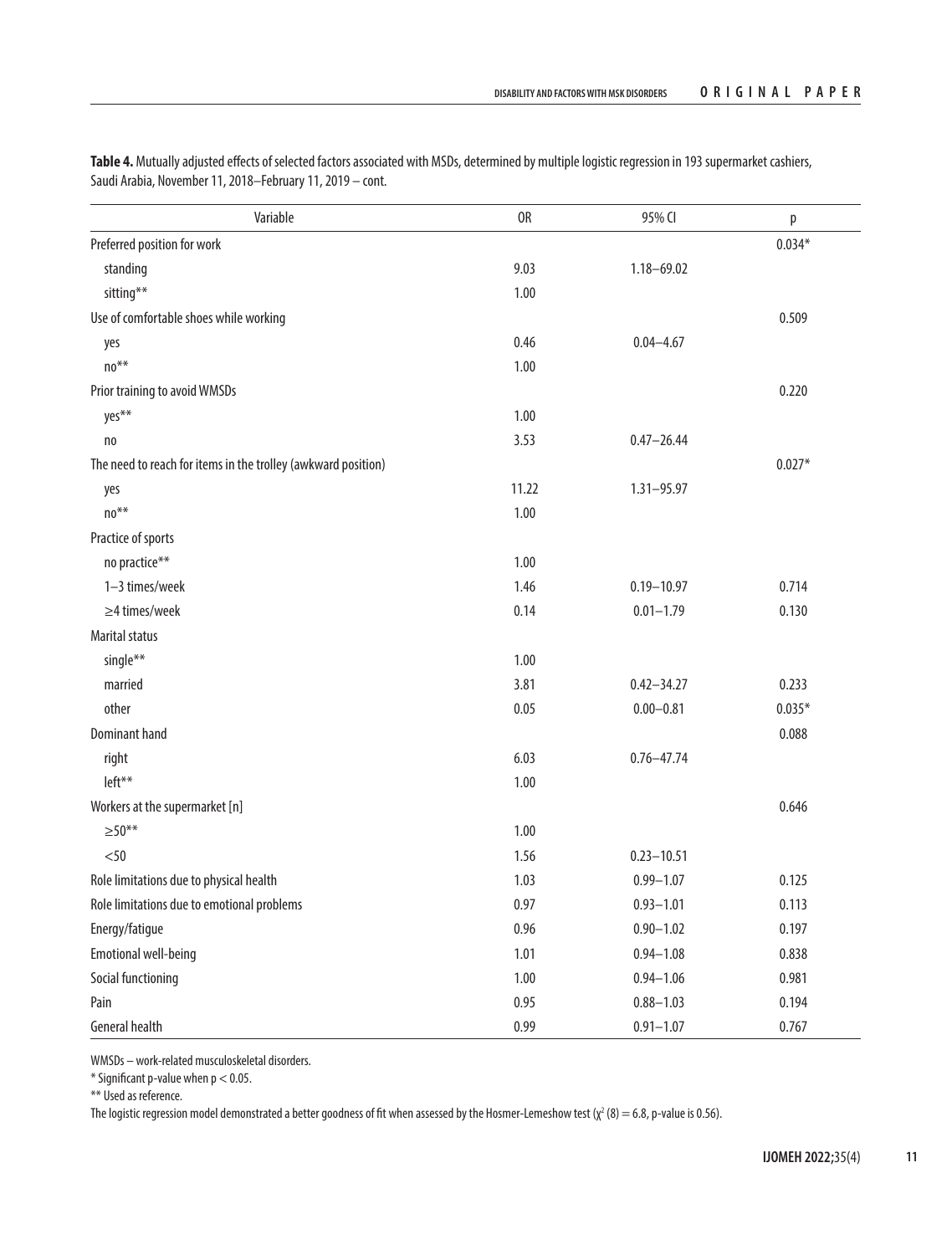**Table 4.** Mutually adjusted effects of selected factors associated with MSDs, determined by multiple logistic regression in 193 supermarket cashiers, Saudi Arabia, November 11, 2018–February 11, 2019 – cont.

| Variable | OR | 95% CI | p |
|---|---|---|---|
| Preferred position for work | | | 0.034* |
| standing | 9.03 | 1.18–69.02 | |
| sitting** | 1.00 | | |
| Use of comfortable shoes while working | | | 0.509 |
| yes | 0.46 | 0.04–4.67 | |
| no** | 1.00 | | |
| Prior training to avoid WMSDs | | | 0.220 |
| yes** | 1.00 | | |
| no | 3.53 | 0.47–26.44 | |
| The need to reach for items in the trolley (awkward position) | | | 0.027* |
| yes | 11.22 | 1.31–95.97 | |
| no** | 1.00 | | |
| Practice of sports | | | |
| no practice** | 1.00 | | |
| 1–3 times/week | 1.46 | 0.19–10.97 | 0.714 |
| ≥4 times/week | 0.14 | 0.01–1.79 | 0.130 |
| Marital status | | | |
| single** | 1.00 | | |
| married | 3.81 | 0.42–34.27 | 0.233 |
| other | 0.05 | 0.00–0.81 | 0.035* |
| Dominant hand | | | 0.088 |
| right | 6.03 | 0.76–47.74 | |
| left** | 1.00 | | |
| Workers at the supermarket [n] | | | 0.646 |
| ≥50** | 1.00 | | |
| <50 | 1.56 | 0.23–10.51 | |
| Role limitations due to physical health | 1.03 | 0.99–1.07 | 0.125 |
| Role limitations due to emotional problems | 0.97 | 0.93–1.01 | 0.113 |
| Energy/fatigue | 0.96 | 0.90–1.02 | 0.197 |
| Emotional well-being | 1.01 | 0.94–1.08 | 0.838 |
| Social functioning | 1.00 | 0.94–1.06 | 0.981 |
| Pain | 0.95 | 0.88–1.03 | 0.194 |
| General health | 0.99 | 0.91–1.07 | 0.767 |

WMSDs – work-related musculoskeletal disorders.

\* Significant p-value when $p < 0.05$.

** Used as reference.

The logistic regression model demonstrated a better goodness of fit when assessed by the Hosmer-Lemeshow test ($\chi^2$ (8) = 6.8, p-value is 0.56).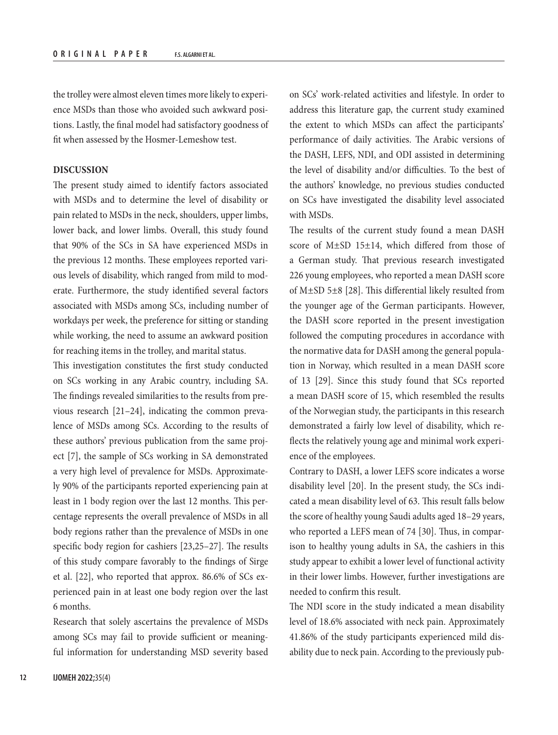the trolley were almost eleven times more likely to experience MSDs than those who avoided such awkward positions. Lastly, the final model had satisfactory goodness of fit when assessed by the Hosmer-Lemeshow test.

## DISCUSSION

The present study aimed to identify factors associated with MSDs and to determine the level of disability or pain related to MSDs in the neck, shoulders, upper limbs, lower back, and lower limbs. Overall, this study found that 90% of the SCs in SA have experienced MSDs in the previous 12 months. These employees reported various levels of disability, which ranged from mild to moderate. Furthermore, the study identified several factors associated with MSDs among SCs, including number of workdays per week, the preference for sitting or standing while working, the need to assume an awkward position for reaching items in the trolley, and marital status.

This investigation constitutes the first study conducted on SCs working in any Arabic country, including SA. The findings revealed similarities to the results from previous research [21–24], indicating the common prevalence of MSDs among SCs. According to the results of these authors' previous publication from the same project [7], the sample of SCs working in SA demonstrated a very high level of prevalence for MSDs. Approximately 90% of the participants reported experiencing pain at least in 1 body region over the last 12 months. This percentage represents the overall prevalence of MSDs in all body regions rather than the prevalence of MSDs in one specific body region for cashiers [23,25–27]. The results of this study compare favorably to the findings of Sirge et al. [22], who reported that approx. 86.6% of SCs experienced pain in at least one body region over the last 6 months.

Research that solely ascertains the prevalence of MSDs among SCs may fail to provide sufficient or meaningful information for understanding MSD severity based on SCs' work-related activities and lifestyle. In order to address this literature gap, the current study examined the extent to which MSDs can affect the participants' performance of daily activities. The Arabic versions of the DASH, LEFS, NDI, and ODI assisted in determining the level of disability and/or difficulties. To the best of the authors' knowledge, no previous studies conducted on SCs have investigated the disability level associated with MSDs.

The results of the current study found a mean DASH score of M±SD 15±14, which differed from those of a German study. That previous research investigated 226 young employees, who reported a mean DASH score of M±SD 5±8 [28]. This differential likely resulted from the younger age of the German participants. However, the DASH score reported in the present investigation followed the computing procedures in accordance with the normative data for DASH among the general population in Norway, which resulted in a mean DASH score of 13 [29]. Since this study found that SCs reported a mean DASH score of 15, which resembled the results of the Norwegian study, the participants in this research demonstrated a fairly low level of disability, which reflects the relatively young age and minimal work experience of the employees.

Contrary to DASH, a lower LEFS score indicates a worse disability level [20]. In the present study, the SCs indicated a mean disability level of 63. This result falls below the score of healthy young Saudi adults aged 18–29 years, who reported a LEFS mean of 74 [30]. Thus, in comparison to healthy young adults in SA, the cashiers in this study appear to exhibit a lower level of functional activity in their lower limbs. However, further investigations are needed to confirm this result.

The NDI score in the study indicated a mean disability level of 18.6% associated with neck pain. Approximately 41.86% of the study participants experienced mild disability due to neck pain. According to the previously pub-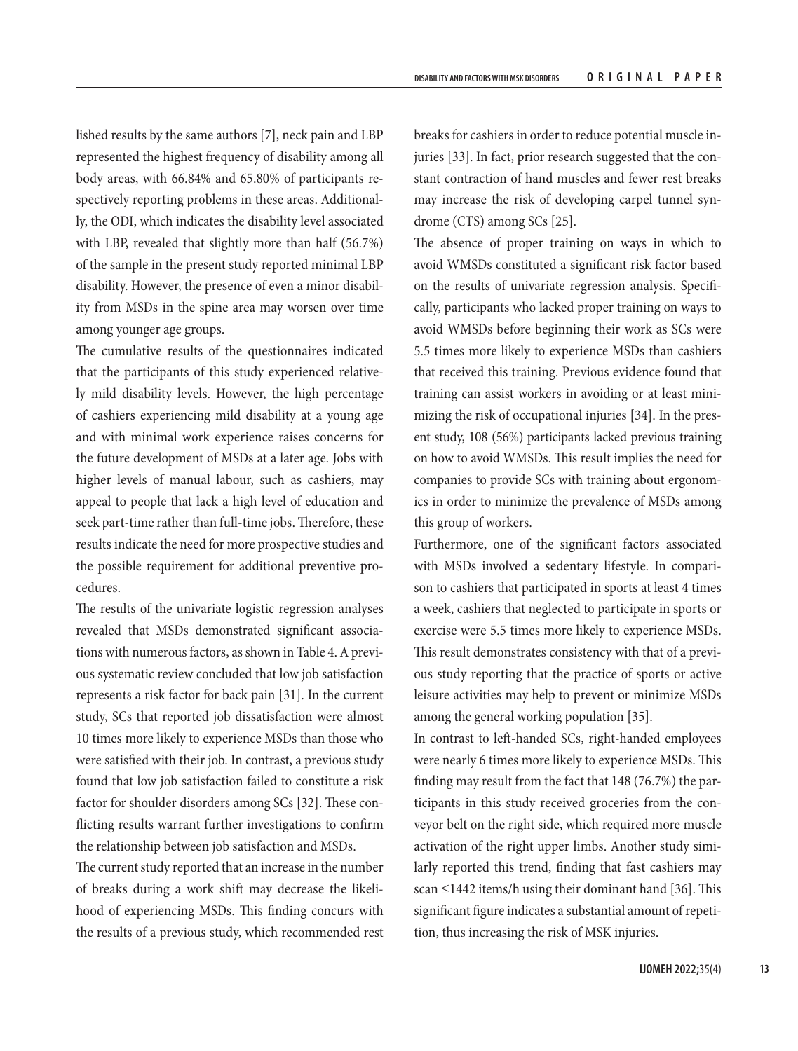lished results by the same authors [7], neck pain and LBP represented the highest frequency of disability among all body areas, with 66.84% and 65.80% of participants respectively reporting problems in these areas. Additionally, the ODI, which indicates the disability level associated with LBP, revealed that slightly more than half (56.7%) of the sample in the present study reported minimal LBP disability. However, the presence of even a minor disability from MSDs in the spine area may worsen over time among younger age groups.

The cumulative results of the questionnaires indicated that the participants of this study experienced relatively mild disability levels. However, the high percentage of cashiers experiencing mild disability at a young age and with minimal work experience raises concerns for the future development of MSDs at a later age. Jobs with higher levels of manual labour, such as cashiers, may appeal to people that lack a high level of education and seek part-time rather than full-time jobs. Therefore, these results indicate the need for more prospective studies and the possible requirement for additional preventive procedures.

The results of the univariate logistic regression analyses revealed that MSDs demonstrated significant associations with numerous factors, as shown in Table 4. A previous systematic review concluded that low job satisfaction represents a risk factor for back pain [31]. In the current study, SCs that reported job dissatisfaction were almost 10 times more likely to experience MSDs than those who were satisfied with their job. In contrast, a previous study found that low job satisfaction failed to constitute a risk factor for shoulder disorders among SCs [32]. These conflicting results warrant further investigations to confirm the relationship between job satisfaction and MSDs.

The current study reported that an increase in the number of breaks during a work shift may decrease the likelihood of experiencing MSDs. This finding concurs with the results of a previous study, which recommended rest breaks for cashiers in order to reduce potential muscle injuries [33]. In fact, prior research suggested that the constant contraction of hand muscles and fewer rest breaks may increase the risk of developing carpel tunnel syndrome (CTS) among SCs [25].

The absence of proper training on ways in which to avoid WMSDs constituted a significant risk factor based on the results of univariate regression analysis. Specifically, participants who lacked proper training on ways to avoid WMSDs before beginning their work as SCs were 5.5 times more likely to experience MSDs than cashiers that received this training. Previous evidence found that training can assist workers in avoiding or at least minimizing the risk of occupational injuries [34]. In the present study, 108 (56%) participants lacked previous training on how to avoid WMSDs. This result implies the need for companies to provide SCs with training about ergonomics in order to minimize the prevalence of MSDs among this group of workers.

Furthermore, one of the significant factors associated with MSDs involved a sedentary lifestyle. In comparison to cashiers that participated in sports at least 4 times a week, cashiers that neglected to participate in sports or exercise were 5.5 times more likely to experience MSDs. This result demonstrates consistency with that of a previous study reporting that the practice of sports or active leisure activities may help to prevent or minimize MSDs among the general working population [35].

In contrast to left-handed SCs, right-handed employees were nearly 6 times more likely to experience MSDs. This finding may result from the fact that 148 (76.7%) the participants in this study received groceries from the conveyor belt on the right side, which required more muscle activation of the right upper limbs. Another study similarly reported this trend, finding that fast cashiers may scan ≤1442 items/h using their dominant hand [36]. This significant figure indicates a substantial amount of repetition, thus increasing the risk of MSK injuries.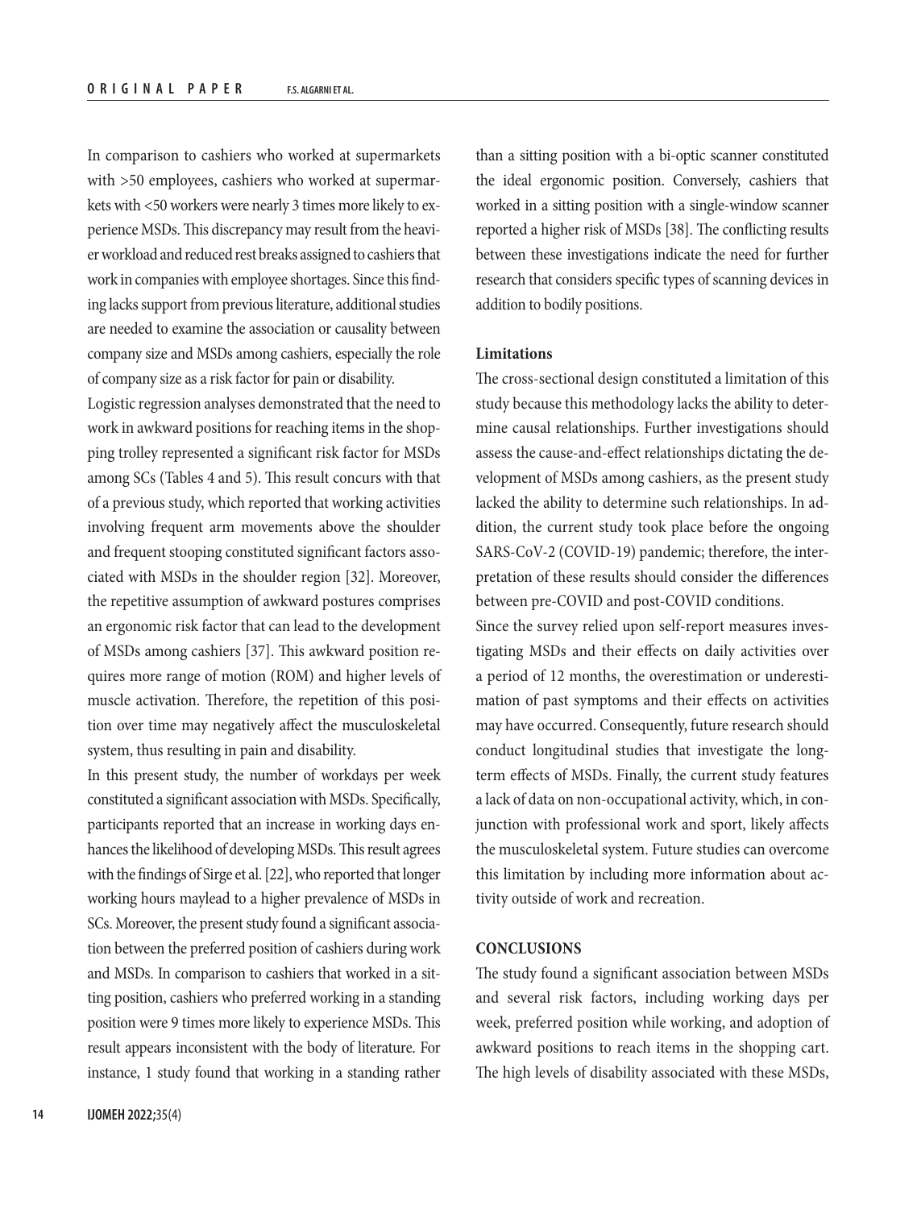In comparison to cashiers who worked at supermarkets with >50 employees, cashiers who worked at supermarkets with <50 workers were nearly 3 times more likely to experience MSDs. This discrepancy may result from the heavier workload and reduced rest breaks assigned to cashiers that work in companies with employee shortages. Since this finding lacks support from previous literature, additional studies are needed to examine the association or causality between company size and MSDs among cashiers, especially the role of company size as a risk factor for pain or disability.

Logistic regression analyses demonstrated that the need to work in awkward positions for reaching items in the shopping trolley represented a significant risk factor for MSDs among SCs (Tables 4 and 5). This result concurs with that of a previous study, which reported that working activities involving frequent arm movements above the shoulder and frequent stooping constituted significant factors associated with MSDs in the shoulder region [32]. Moreover, the repetitive assumption of awkward postures comprises an ergonomic risk factor that can lead to the development of MSDs among cashiers [37]. This awkward position requires more range of motion (ROM) and higher levels of muscle activation. Therefore, the repetition of this position over time may negatively affect the musculoskeletal system, thus resulting in pain and disability.

In this present study, the number of workdays per week constituted a significant association with MSDs. Specifically, participants reported that an increase in working days enhances the likelihood of developing MSDs. This result agrees with the findings of Sirge et al. [22], who reported that longer working hours maylead to a higher prevalence of MSDs in SCs. Moreover, the present study found a significant association between the preferred position of cashiers during work and MSDs. In comparison to cashiers that worked in a sitting position, cashiers who preferred working in a standing position were 9 times more likely to experience MSDs. This result appears inconsistent with the body of literature. For instance, 1 study found that working in a standing rather than a sitting position with a bi-optic scanner constituted the ideal ergonomic position. Conversely, cashiers that worked in a sitting position with a single-window scanner reported a higher risk of MSDs [38]. The conflicting results between these investigations indicate the need for further research that considers specific types of scanning devices in addition to bodily positions.

#### Limitations

The cross-sectional design constituted a limitation of this study because this methodology lacks the ability to determine causal relationships. Further investigations should assess the cause-and-effect relationships dictating the development of MSDs among cashiers, as the present study lacked the ability to determine such relationships. In addition, the current study took place before the ongoing SARS-CoV-2 (COVID-19) pandemic; therefore, the interpretation of these results should consider the differences between pre-COVID and post-COVID conditions.

Since the survey relied upon self-report measures investigating MSDs and their effects on daily activities over a period of 12 months, the overestimation or underestimation of past symptoms and their effects on activities may have occurred. Consequently, future research should conduct longitudinal studies that investigate the long-term effects of MSDs. Finally, the current study features a lack of data on non-occupational activity, which, in conjunction with professional work and sport, likely affects the musculoskeletal system. Future studies can overcome this limitation by including more information about activity outside of work and recreation.

## CONCLUSIONS

The study found a significant association between MSDs and several risk factors, including working days per week, preferred position while working, and adoption of awkward positions to reach items in the shopping cart. The high levels of disability associated with these MSDs,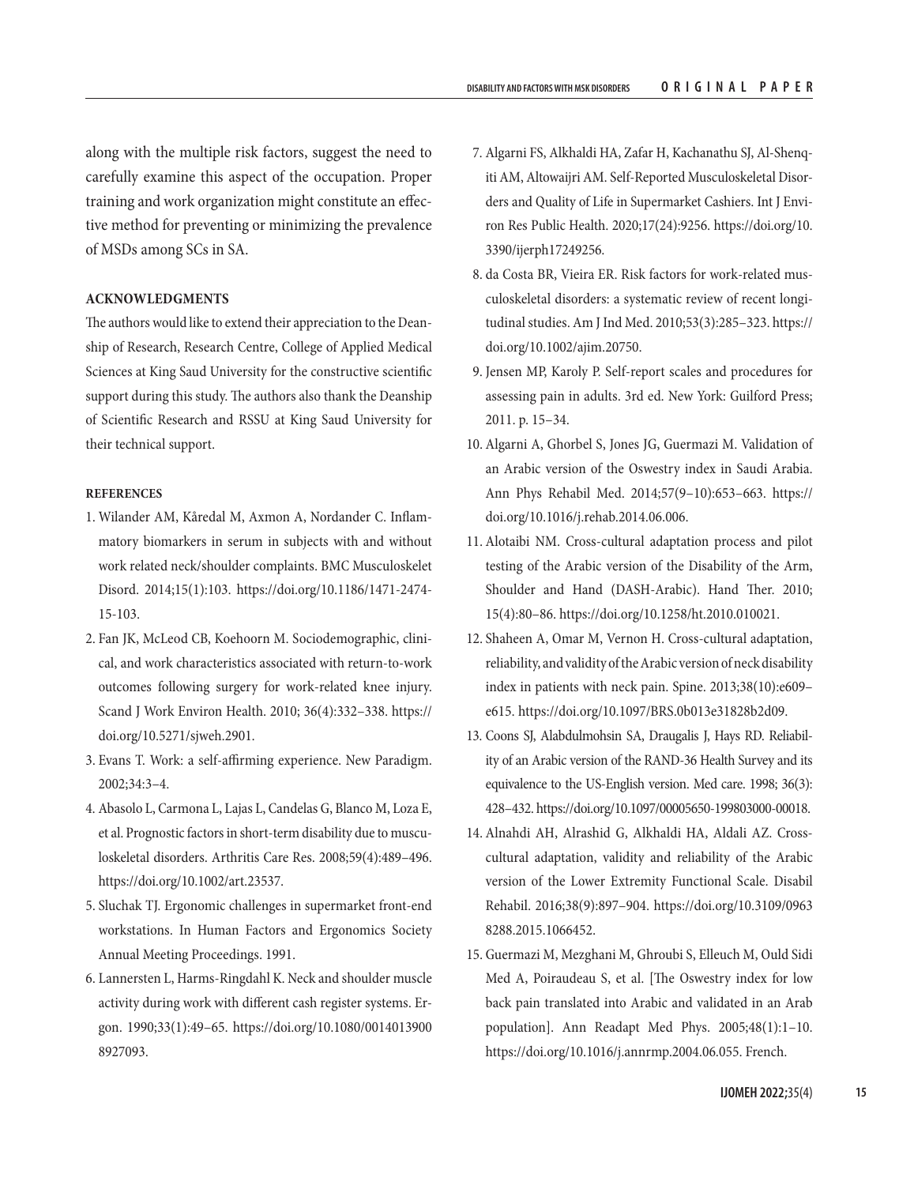along with the multiple risk factors, suggest the need to carefully examine this aspect of the occupation. Proper training and work organization might constitute an effective method for preventing or minimizing the prevalence of MSDs among SCs in SA.

### ACKNOWLEDGMENTS

The authors would like to extend their appreciation to the Deanship of Research, Research Centre, College of Applied Medical Sciences at King Saud University for the constructive scientific support during this study. The authors also thank the Deanship of Scientific Research and RSSU at King Saud University for their technical support.

### REFERENCES

1. Wilander AM, Kåredal M, Axmon A, Nordander C. Inflammatory biomarkers in serum in subjects with and without work related neck/shoulder complaints. BMC Musculoskelet Disord. 2014;15(1):103. https://doi.org/10.1186/1471-2474-15-103.
2. Fan JK, McLeod CB, Koehoorn M. Sociodemographic, clinical, and work characteristics associated with return-to-work outcomes following surgery for work-related knee injury. Scand J Work Environ Health. 2010; 36(4):332–338. https://doi.org/10.5271/sjweh.2901.
3. Evans T. Work: a self-affirming experience. New Paradigm. 2002;34:3–4.
4. Abasolo L, Carmona L, Lajas L, Candelas G, Blanco M, Loza E, et al. Prognostic factors in short-term disability due to musculoskeletal disorders. Arthritis Care Res. 2008;59(4):489–496. https://doi.org/10.1002/art.23537.
5. Sluchak TJ. Ergonomic challenges in supermarket front-end workstations. In Human Factors and Ergonomics Society Annual Meeting Proceedings. 1991.
6. Lannersten L, Harms-Ringdahl K. Neck and shoulder muscle activity during work with different cash register systems. Ergon. 1990;33(1):49–65. https://doi.org/10.1080/00140139008927093.
7. Algarni FS, Alkhaldi HA, Zafar H, Kachanathu SJ, Al-Shenqiti AM, Altowaijri AM. Self-Reported Musculoskeletal Disorders and Quality of Life in Supermarket Cashiers. Int J Environ Res Public Health. 2020;17(24):9256. https://doi.org/10.3390/ijerph17249256.
8. da Costa BR, Vieira ER. Risk factors for work-related musculoskeletal disorders: a systematic review of recent longitudinal studies. Am J Ind Med. 2010;53(3):285–323. https://doi.org/10.1002/ajim.20750.
9. Jensen MP, Karoly P. Self-report scales and procedures for assessing pain in adults. 3rd ed. New York: Guilford Press; 2011. p. 15–34.
10. Algarni A, Ghorbel S, Jones JG, Guermazi M. Validation of an Arabic version of the Oswestry index in Saudi Arabia. Ann Phys Rehabil Med. 2014;57(9–10):653–663. https://doi.org/10.1016/j.rehab.2014.06.006.
11. Alotaibi NM. Cross-cultural adaptation process and pilot testing of the Arabic version of the Disability of the Arm, Shoulder and Hand (DASH-Arabic). Hand Ther. 2010; 15(4):80–86. https://doi.org/10.1258/ht.2010.010021.
12. Shaheen A, Omar M, Vernon H. Cross-cultural adaptation, reliability, and validity of the Arabic version of neck disability index in patients with neck pain. Spine. 2013;38(10):e609–e615. https://doi.org/10.1097/BRS.0b013e31828b2d09.
13. Coons SJ, Alabdulmohsin SA, Draugalis J, Hays RD. Reliability of an Arabic version of the RAND-36 Health Survey and its equivalence to the US-English version. Med care. 1998; 36(3): 428–432. https://doi.org/10.1097/00005650-199803000-00018.
14. Alnahdi AH, Alrashid G, Alkhaldi HA, Aldali AZ. Cross-cultural adaptation, validity and reliability of the Arabic version of the Lower Extremity Functional Scale. Disabil Rehabil. 2016;38(9):897–904. https://doi.org/10.3109/09638288.2015.1066452.
15. Guermazi M, Mezghani M, Ghroubi S, Elleuch M, Ould Sidi Med A, Poiraudeau S, et al. [The Oswestry index for low back pain translated into Arabic and validated in an Arab population]. Ann Readapt Med Phys. 2005;48(1):1–10. https://doi.org/10.1016/j.annrmp.2004.06.055. French.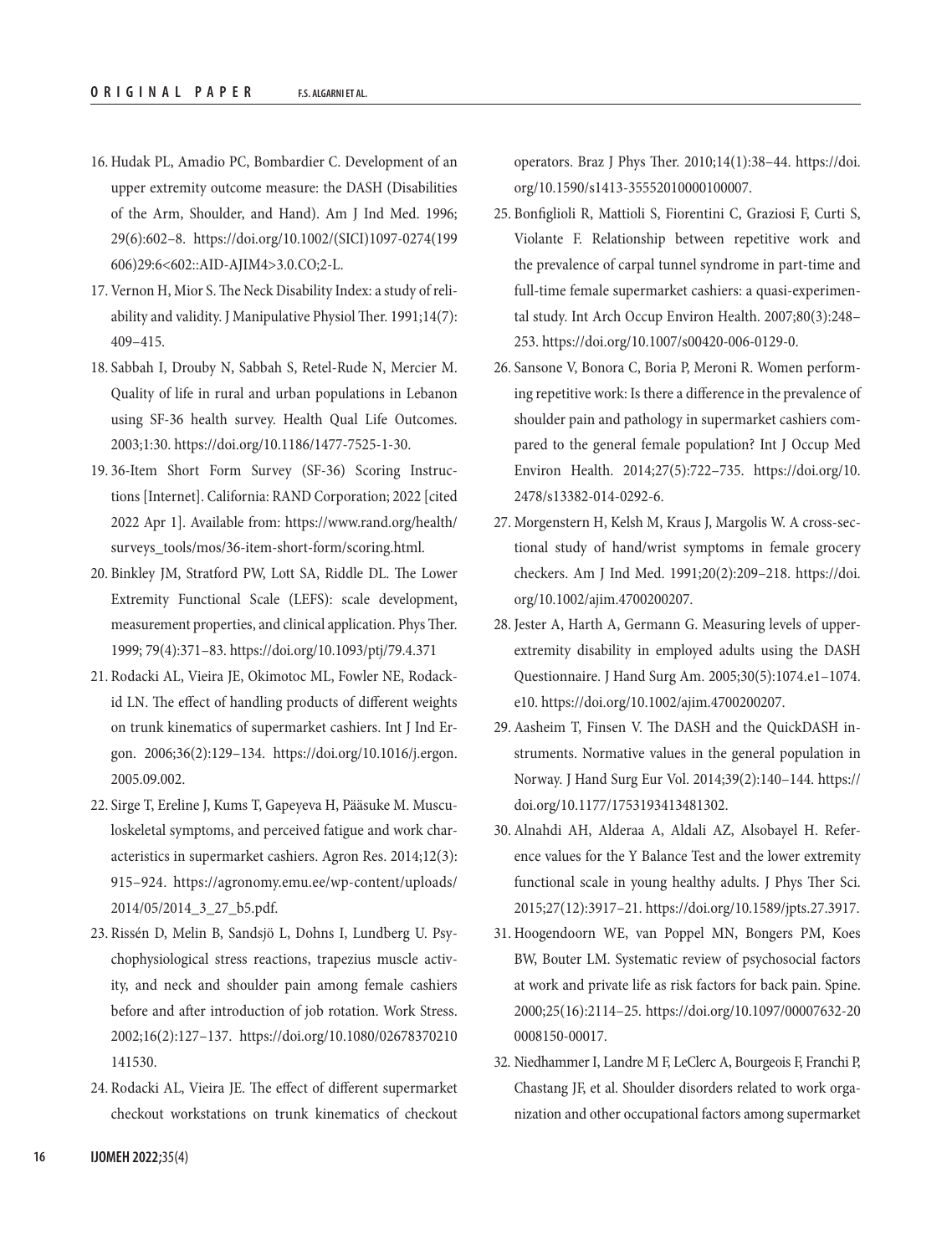16. Hudak PL, Amadio PC, Bombardier C. Development of an upper extremity outcome measure: the DASH (Disabilities of the Arm, Shoulder, and Hand). Am J Ind Med. 1996; 29(6):602–8. https://doi.org/10.1002/(SICI)1097-0274(199606)29:6<602::AID-AJIM4>3.0.CO;2-L.
17. Vernon H, Mior S. The Neck Disability Index: a study of reliability and validity. J Manipulative Physiol Ther. 1991;14(7): 409–415.
18. Sabbah I, Drouby N, Sabbah S, Retel-Rude N, Mercier M. Quality of life in rural and urban populations in Lebanon using SF-36 health survey. Health Qual Life Outcomes. 2003;1:30. https://doi.org/10.1186/1477-7525-1-30.
19. 36-Item Short Form Survey (SF-36) Scoring Instructions [Internet]. California: RAND Corporation; 2022 [cited 2022 Apr 1]. Available from: https://www.rand.org/health/surveys_tools/mos/36-item-short-form/scoring.html.
20. Binkley JM, Stratford PW, Lott SA, Riddle DL. The Lower Extremity Functional Scale (LEFS): scale development, measurement properties, and clinical application. Phys Ther. 1999; 79(4):371–83. https://doi.org/10.1093/ptj/79.4.371
21. Rodacki AL, Vieira JE, Okimotoc ML, Fowler NE, Rodackid LN. The effect of handling products of different weights on trunk kinematics of supermarket cashiers. Int J Ind Ergon. 2006;36(2):129–134. https://doi.org/10.1016/j.ergon.2005.09.002.
22. Sirge T, Ereline J, Kums T, Gapeyeva H, Pääsuke M. Musculoskeletal symptoms, and perceived fatigue and work characteristics in supermarket cashiers. Agron Res. 2014;12(3): 915–924. https://agronomy.emu.ee/wp-content/uploads/2014/05/2014_3_27_b5.pdf.
23. Rissén D, Melin B, Sandsjö L, Dohns I, Lundberg U. Psychophysiological stress reactions, trapezius muscle activity, and neck and shoulder pain among female cashiers before and after introduction of job rotation. Work Stress. 2002;16(2):127–137. https://doi.org/10.1080/02678370210141530.
24. Rodacki AL, Vieira JE. The effect of different supermarket checkout workstations on trunk kinematics of checkout operators. Braz J Phys Ther. 2010;14(1):38–44. https://doi.org/10.1590/s1413-35552010000100007.
25. Bonfiglioli R, Mattioli S, Fiorentini C, Graziosi F, Curti S, Violante F. Relationship between repetitive work and the prevalence of carpal tunnel syndrome in part-time and full-time female supermarket cashiers: a quasi-experimental study. Int Arch Occup Environ Health. 2007;80(3):248–253. https://doi.org/10.1007/s00420-006-0129-0.
26. Sansone V, Bonora C, Boria P, Meroni R. Women performing repetitive work: Is there a difference in the prevalence of shoulder pain and pathology in supermarket cashiers compared to the general female population? Int J Occup Med Environ Health. 2014;27(5):722–735. https://doi.org/10.2478/s13382-014-0292-6.
27. Morgenstern H, Kelsh M, Kraus J, Margolis W. A cross-sectional study of hand/wrist symptoms in female grocery checkers. Am J Ind Med. 1991;20(2):209–218. https://doi.org/10.1002/ajim.4700200207.
28. Jester A, Harth A, Germann G. Measuring levels of upper-extremity disability in employed adults using the DASH Questionnaire. J Hand Surg Am. 2005;30(5):1074.e1–1074.e10. https://doi.org/10.1002/ajim.4700200207.
29. Aasheim T, Finsen V. The DASH and the QuickDASH instruments. Normative values in the general population in Norway. J Hand Surg Eur Vol. 2014;39(2):140–144. https://doi.org/10.1177/1753193413481302.
30. Alnahdi AH, Alderaa A, Aldali AZ, Alsobayel H. Reference values for the Y Balance Test and the lower extremity functional scale in young healthy adults. J Phys Ther Sci. 2015;27(12):3917–21. https://doi.org/10.1589/jpts.27.3917.
31. Hoogendoorn WE, van Poppel MN, Bongers PM, Koes BW, Bouter LM. Systematic review of psychosocial factors at work and private life as risk factors for back pain. Spine. 2000;25(16):2114–25. https://doi.org/10.1097/00007632-200008150-00017.
32. Niedhammer I, Landre M F, LeClerc A, Bourgeois F, Franchi P, Chastang JF, et al. Shoulder disorders related to work organization and other occupational factors among supermarket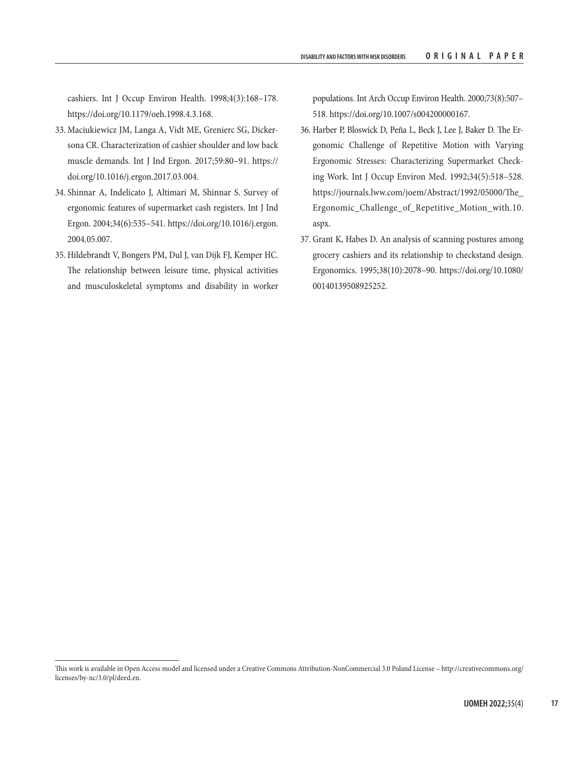cashiers. Int J Occup Environ Health. 1998;4(3):168–178. https://doi.org/10.1179/oeh.1998.4.3.168.

33. Maciukiewicz JM, Langa A, Vidt ME, Grenierc SG, Dickersona CR. Characterization of cashier shoulder and low back muscle demands. Int J Ind Ergon. 2017;59:80–91. https://doi.org/10.1016/j.ergon.2017.03.004.
34. Shinnar A, Indelicato J, Altimari M, Shinnar S. Survey of ergonomic features of supermarket cash registers. Int J Ind Ergon. 2004;34(6):535–541. https://doi.org/10.1016/j.ergon.2004.05.007.
35. Hildebrandt V, Bongers PM, Dul J, van Dijk FJ, Kemper HC. The relationship between leisure time, physical activities and musculoskeletal symptoms and disability in worker populations. Int Arch Occup Environ Health. 2000;73(8):507–518. https://doi.org/10.1007/s004200000167.
36. Harber P, Bloswick D, Peña L, Beck J, Lee J, Baker D. The Ergonomic Challenge of Repetitive Motion with Varying Ergonomic Stresses: Characterizing Supermarket Checking Work. Int J Occup Environ Med. 1992;34(5):518–528. https://journals.lww.com/joem/Abstract/1992/05000/The_Ergonomic_Challenge_of_Repetitive_Motion_with.10.aspx.
37. Grant K, Habes D. An analysis of scanning postures among grocery cashiers and its relationship to checkstand design. Ergonomics. 1995;38(10):2078–90. https://doi.org/10.1080/00140139508925252.

This work is available in Open Access model and licensed under a Creative Commons Attribution-NonCommercial 3.0 Poland License – http://creativecommons.org/licenses/by-nc/3.0/pl/deed.en.